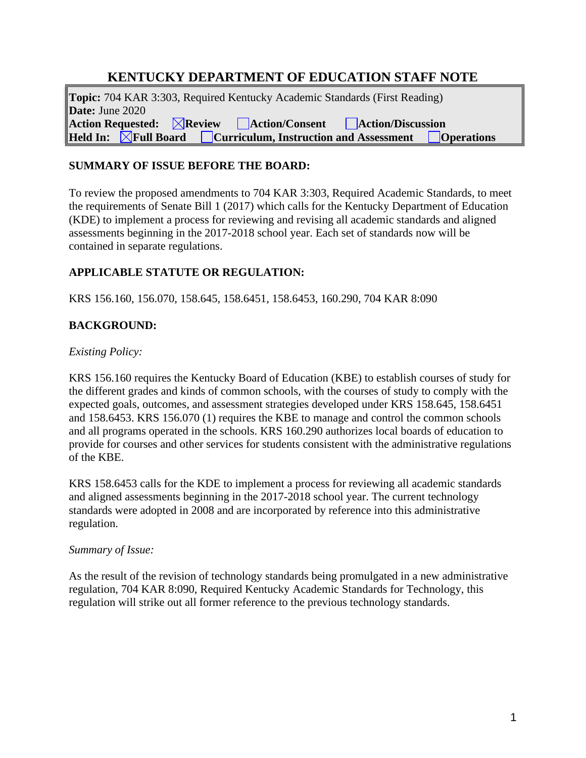# KENTUCKY DEPARTMENT OF EDUCATION STAFF NOTE

**Topic:** 704 KAR 3:303, Required Kentucky Academic Standards (First Reading)
**Date:** June 2020
**Action Requested:** ☒ **Review** ☐ **Action/Consent** ☐ **Action/Discussion**
**Held In:** ☒ **Full Board** ☐ **Curriculum, Instruction and Assessment** ☐ **Operations**

## SUMMARY OF ISSUE BEFORE THE BOARD:

To review the proposed amendments to 704 KAR 3:303, Required Academic Standards, to meet the requirements of Senate Bill 1 (2017) which calls for the Kentucky Department of Education (KDE) to implement a process for reviewing and revising all academic standards and aligned assessments beginning in the 2017-2018 school year. Each set of standards now will be contained in separate regulations.

## APPLICABLE STATUTE OR REGULATION:

KRS 156.160, 156.070, 158.645, 158.6451, 158.6453, 160.290, 704 KAR 8:090

## BACKGROUND:

*Existing Policy:*

KRS 156.160 requires the Kentucky Board of Education (KBE) to establish courses of study for the different grades and kinds of common schools, with the courses of study to comply with the expected goals, outcomes, and assessment strategies developed under KRS 158.645, 158.6451 and 158.6453. KRS 156.070 (1) requires the KBE to manage and control the common schools and all programs operated in the schools. KRS 160.290 authorizes local boards of education to provide for courses and other services for students consistent with the administrative regulations of the KBE.

KRS 158.6453 calls for the KDE to implement a process for reviewing all academic standards and aligned assessments beginning in the 2017-2018 school year. The current technology standards were adopted in 2008 and are incorporated by reference into this administrative regulation.

*Summary of Issue:*

As the result of the revision of technology standards being promulgated in a new administrative regulation, 704 KAR 8:090, Required Kentucky Academic Standards for Technology, this regulation will strike out all former reference to the previous technology standards.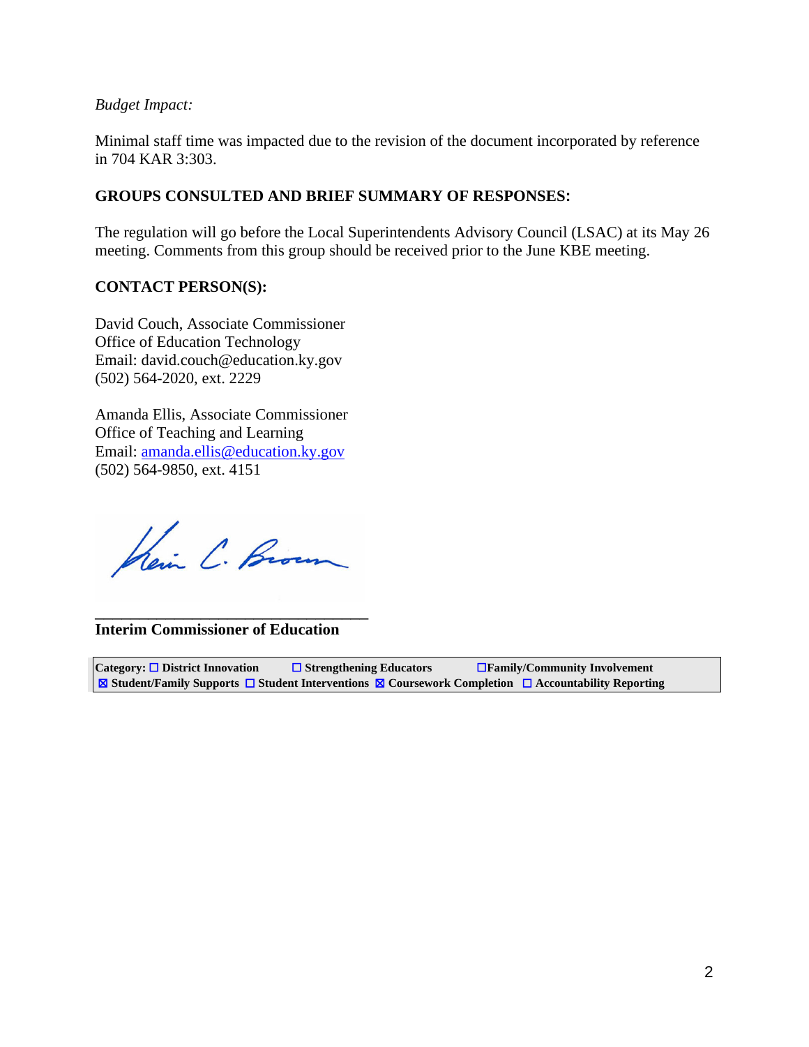*Budget Impact:*

Minimal staff time was impacted due to the revision of the document incorporated by reference in 704 KAR 3:303.

**GROUPS CONSULTED AND BRIEF SUMMARY OF RESPONSES:**

The regulation will go before the Local Superintendents Advisory Council (LSAC) at its May 26 meeting. Comments from this group should be received prior to the June KBE meeting.

**CONTACT PERSON(S):**

David Couch, Associate Commissioner
Office of Education Technology
Email: david.couch@education.ky.gov
(502) 564-2020, ext. 2229

Amanda Ellis, Associate Commissioner
Office of Teaching and Learning
Email: amanda.ellis@education.ky.gov
(502) 564-9850, ext. 4151

\_\_\_\_\_\_\_\_\_\_\_\_\_\_\_\_\_\_\_\_\_\_\_\_\_\_\_\_\_\_\_\_\_\_\_
**Interim Commissioner of Education**

**Category:** ☐ **District Innovation** ☐ **Strengthening Educators** ☐ **Family/Community Involvement**
☒ **Student/Family Supports** ☐ **Student Interventions** ☒ **Coursework Completion** ☐ **Accountability Reporting**